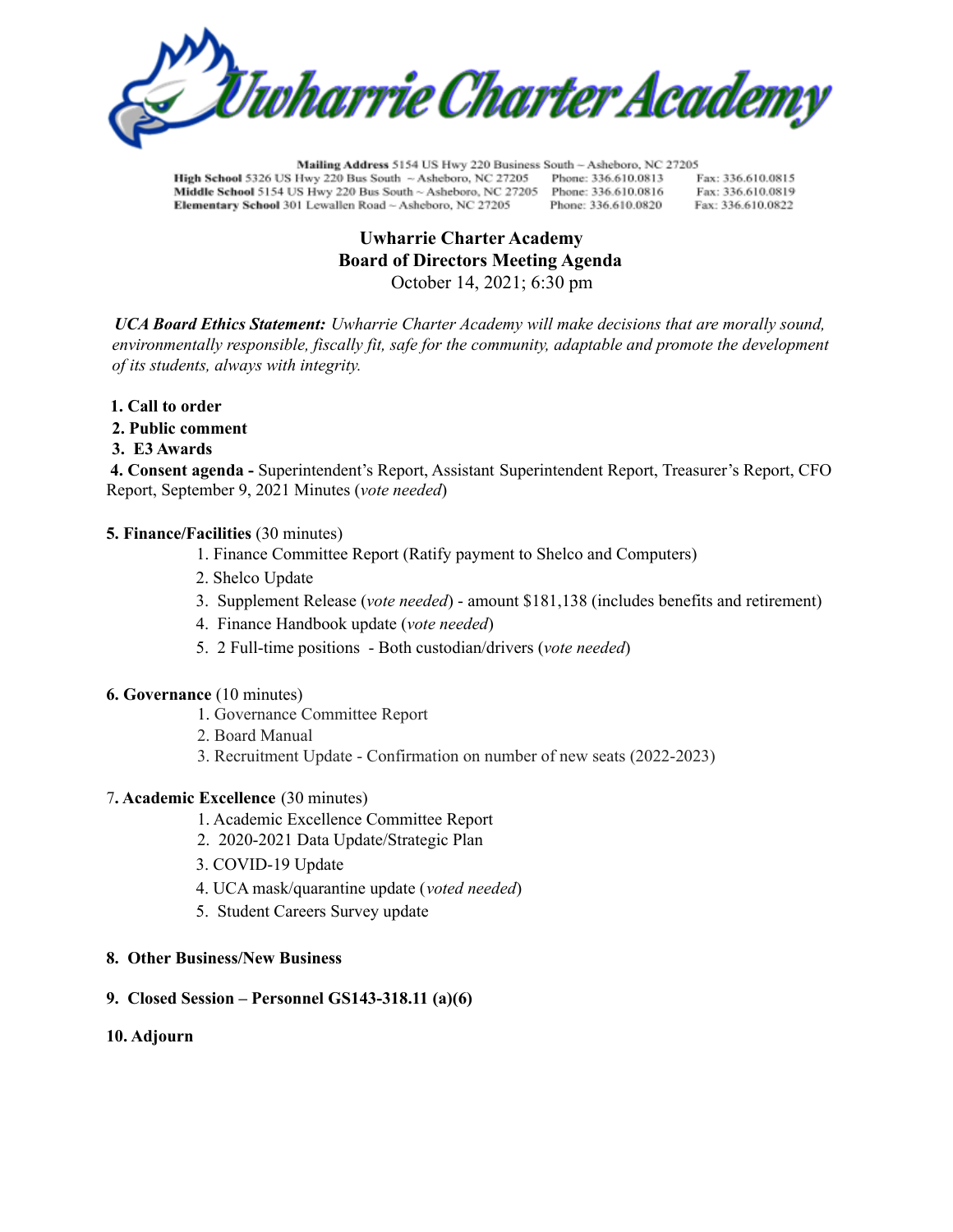# Uwharrie Charter Academy

**Mailing Address** 5154 US Hwy 220 Business South ~ Asheboro, NC 27205
**High School** 5326 US Hwy 220 Bus South ~ Asheboro, NC 27205 Phone: 336.610.0813 Fax: 336.610.0815
**Middle School** 5154 US Hwy 220 Bus South ~ Asheboro, NC 27205 Phone: 336.610.0816 Fax: 336.610.0819
**Elementary School** 301 Lewallen Road ~ Asheboro, NC 27205 Phone: 336.610.0820 Fax: 336.610.0822

## Uwharrie Charter Academy
## Board of Directors Meeting Agenda

October 14, 2021; 6:30 pm

***UCA Board Ethics Statement:*** *Uwharrie Charter Academy will make decisions that are morally sound, environmentally responsible, fiscally fit, safe for the community, adaptable and promote the development of its students, always with integrity.*

**1. Call to order**
**2. Public comment**
**3. E3 Awards**
**4. Consent agenda -** Superintendent's Report, Assistant Superintendent Report, Treasurer's Report, CFO Report, September 9, 2021 Minutes (*vote needed*)

**5. Finance/Facilities** (30 minutes)

1. Finance Committee Report (Ratify payment to Shelco and Computers)
2. Shelco Update
3. Supplement Release (*vote needed*) - amount $181,138 (includes benefits and retirement)
4. Finance Handbook update (*vote needed*)
5. 2 Full-time positions - Both custodian/drivers (*vote needed*)

**6. Governance** (10 minutes)

1. Governance Committee Report
2. Board Manual
3. Recruitment Update - Confirmation on number of new seats (2022-2023)

7**. Academic Excellence** (30 minutes)

1. Academic Excellence Committee Report
2. 2020-2021 Data Update/Strategic Plan
3. COVID-19 Update
4. UCA mask/quarantine update (*voted needed*)
5. Student Careers Survey update

**8. Other Business/New Business**

**9. Closed Session – Personnel GS143-318.11 (a)(6)**

**10. Adjourn**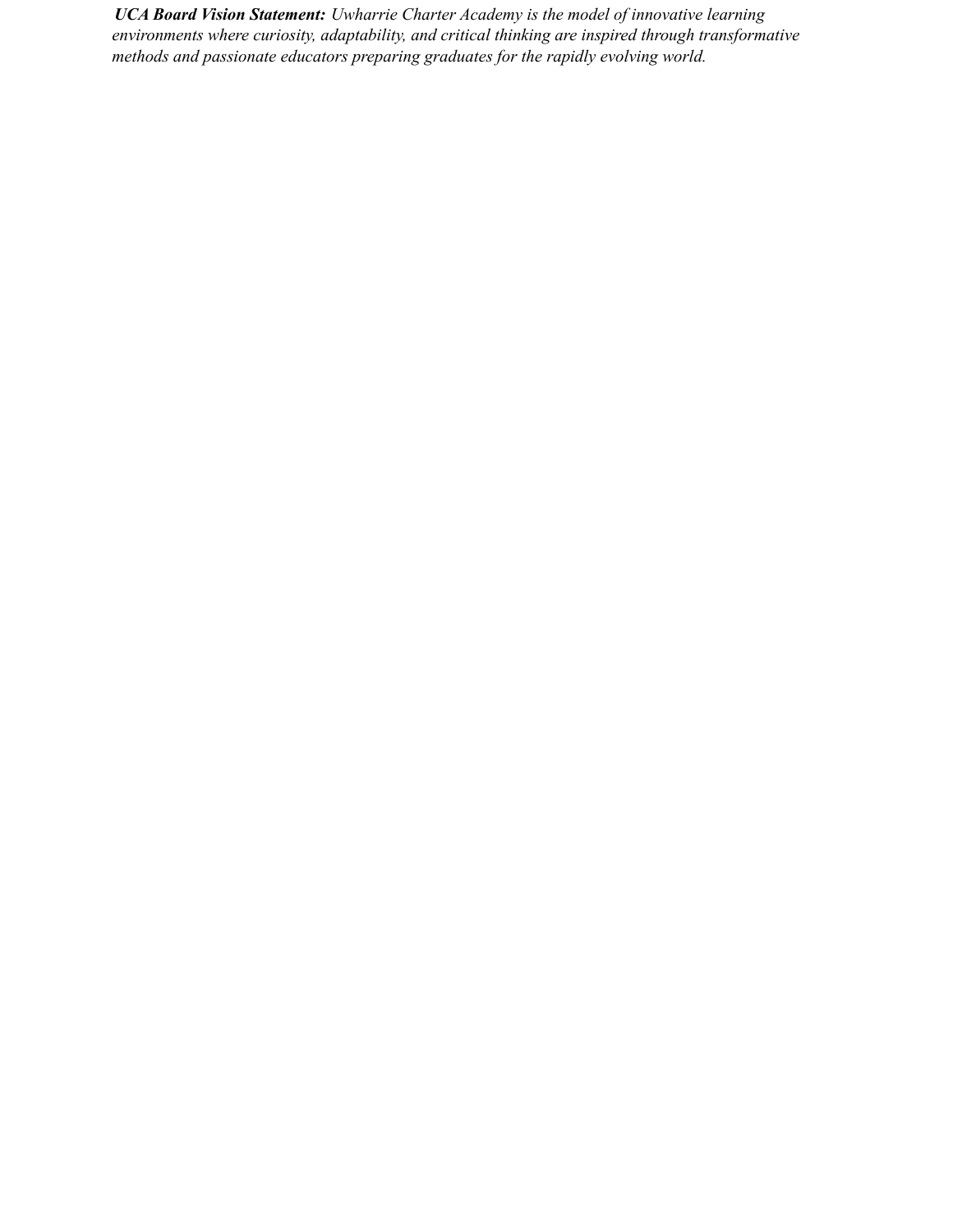***UCA Board Vision Statement:*** *Uwharrie Charter Academy is the model of innovative learning environments where curiosity, adaptability, and critical thinking are inspired through transformative methods and passionate educators preparing graduates for the rapidly evolving world.*